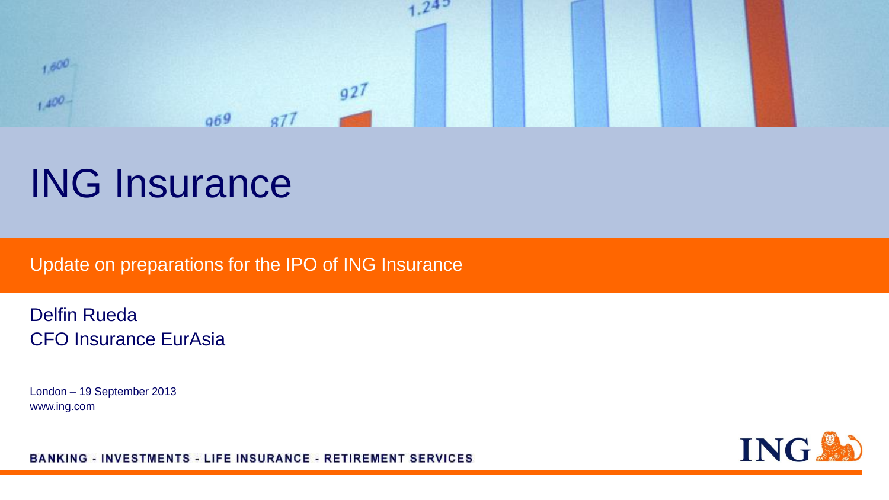# ING Insurance

Update on preparations for the IPO of ING Insurance

Delfin Rueda
CFO Insurance EurAsia

London – 19 September 2013
www.ing.com

BANKING - INVESTMENTS - LIFE INSURANCE - RETIREMENT SERVICES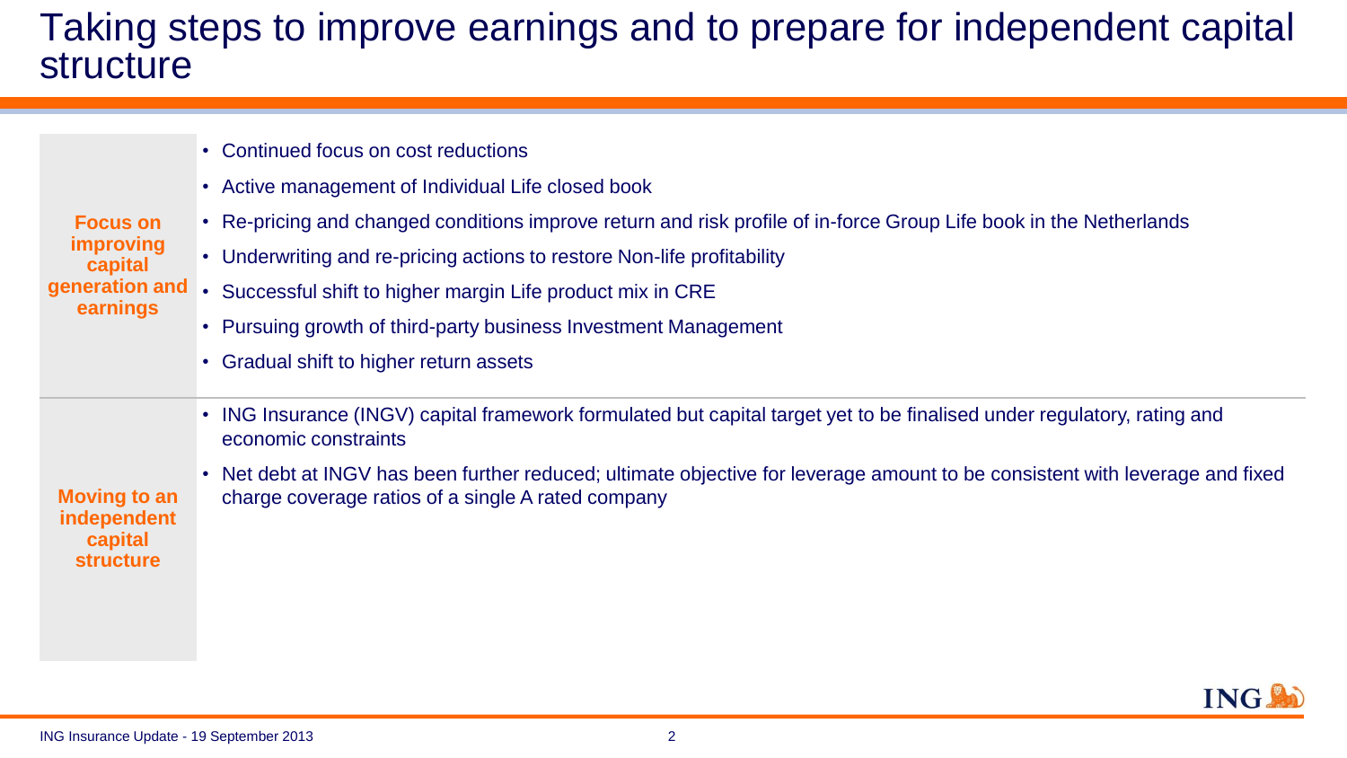# Taking steps to improve earnings and to prepare for independent capital structure

**Focus on improving capital generation and earnings**

- Continued focus on cost reductions
- Active management of Individual Life closed book
- Re-pricing and changed conditions improve return and risk profile of in-force Group Life book in the Netherlands
- Underwriting and re-pricing actions to restore Non-life profitability
- Successful shift to higher margin Life product mix in CRE
- Pursuing growth of third-party business Investment Management
- Gradual shift to higher return assets

**Moving to an independent capital structure**

- ING Insurance (INGV) capital framework formulated but capital target yet to be finalised under regulatory, rating and economic constraints
- Net debt at INGV has been further reduced; ultimate objective for leverage amount to be consistent with leverage and fixed charge coverage ratios of a single A rated company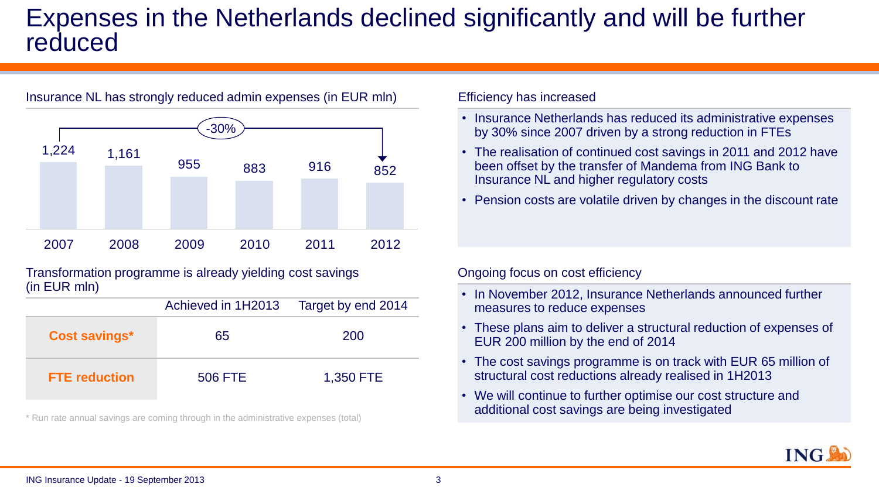# Expenses in the Netherlands declined significantly and will be further reduced

## Insurance NL has strongly reduced admin expenses (in EUR mln)

| 2007 | 2008 | 2009 | 2010 | 2011 | 2012 |
|---|---|---|---|---|---|
| 1,224 | 1,161 | 955 | 883 | 916 | 852 |

-30%

## Transformation programme is already yielding cost savings (in EUR mln)

| | Achieved in 1H2013 | Target by end 2014 |
|---|---|---|
| **Cost savings*** | 65 | 200 |
| **FTE reduction** | 506 FTE | 1,350 FTE |

* Run rate annual savings are coming through in the administrative expenses (total)

## Efficiency has increased

- Insurance Netherlands has reduced its administrative expenses by 30% since 2007 driven by a strong reduction in FTEs
- The realisation of continued cost savings in 2011 and 2012 have been offset by the transfer of Mandema from ING Bank to Insurance NL and higher regulatory costs
- Pension costs are volatile driven by changes in the discount rate

## Ongoing focus on cost efficiency

- In November 2012, Insurance Netherlands announced further measures to reduce expenses
- These plans aim to deliver a structural reduction of expenses of EUR 200 million by the end of 2014
- The cost savings programme is on track with EUR 65 million of structural cost reductions already realised in 1H2013
- We will continue to further optimise our cost structure and additional cost savings are being investigated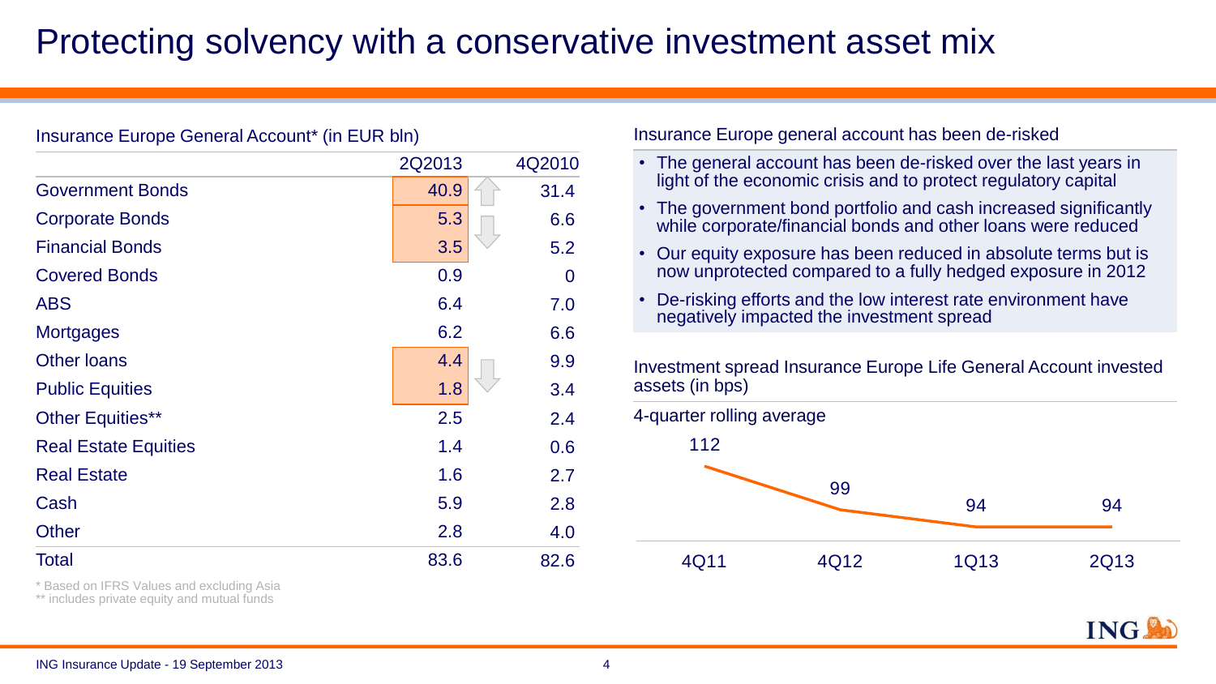# Protecting solvency with a conservative investment asset mix

Insurance Europe General Account* (in EUR bln)

| | 2Q2013 | 4Q2010 |
|---|---|---|
| Government Bonds | 40.9 | 31.4 |
| Corporate Bonds | 5.3 | 6.6 |
| Financial Bonds | 3.5 | 5.2 |
| Covered Bonds | 0.9 | 0 |
| ABS | 6.4 | 7.0 |
| Mortgages | 6.2 | 6.6 |
| Other loans | 4.4 | 9.9 |
| Public Equities | 1.8 | 3.4 |
| Other Equities** | 2.5 | 2.4 |
| Real Estate Equities | 1.4 | 0.6 |
| Real Estate | 1.6 | 2.7 |
| Cash | 5.9 | 2.8 |
| Other | 2.8 | 4.0 |
| Total | 83.6 | 82.6 |

\* Based on IFRS Values and excluding Asia
\** includes private equity and mutual funds

Insurance Europe general account has been de-risked

- The general account has been de-risked over the last years in light of the economic crisis and to protect regulatory capital
- The government bond portfolio and cash increased significantly while corporate/financial bonds and other loans were reduced
- Our equity exposure has been reduced in absolute terms but is now unprotected compared to a fully hedged exposure in 2012
- De-risking efforts and the low interest rate environment have negatively impacted the investment spread

Investment spread Insurance Europe Life General Account invested assets (in bps)

4-quarter rolling average

| 4Q11 | 4Q12 | 1Q13 | 2Q13 |
|---|---|---|---|
| 112 | 99 | 94 | 94 |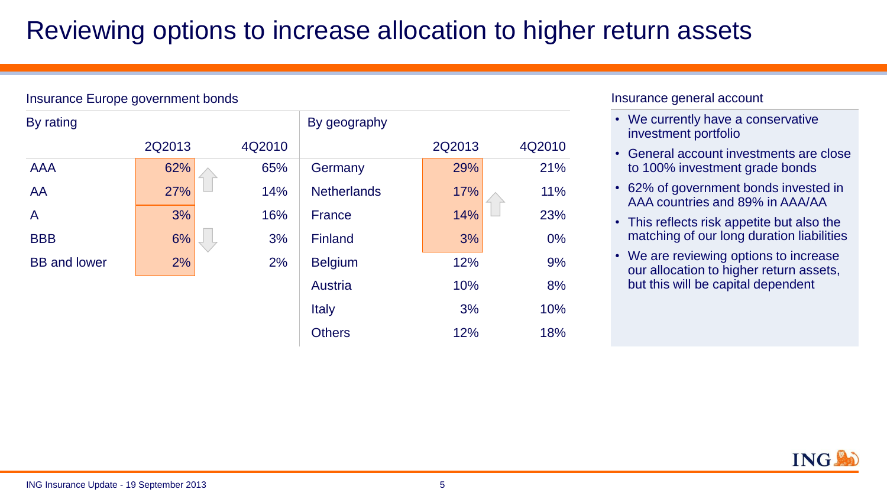# Reviewing options to increase allocation to higher return assets

## Insurance Europe government bonds

| By rating | 2Q2013 | 4Q2010 |
|---|---|---|
| AAA | 62% | 65% |
| AA | 27% | 14% |
| A | 3% | 16% |
| BBB | 6% | 3% |
| BB and lower | 2% | 2% |

| By geography | 2Q2013 | 4Q2010 |
|---|---|---|
| Germany | 29% | 21% |
| Netherlands | 17% | 11% |
| France | 14% | 23% |
| Finland | 3% | 0% |
| Belgium | 12% | 9% |
| Austria | 10% | 8% |
| Italy | 3% | 10% |
| Others | 12% | 18% |

## Insurance general account

- We currently have a conservative investment portfolio
- General account investments are close to 100% investment grade bonds
- 62% of government bonds invested in AAA countries and 89% in AAA/AA
- This reflects risk appetite but also the matching of our long duration liabilities
- We are reviewing options to increase our allocation to higher return assets, but this will be capital dependent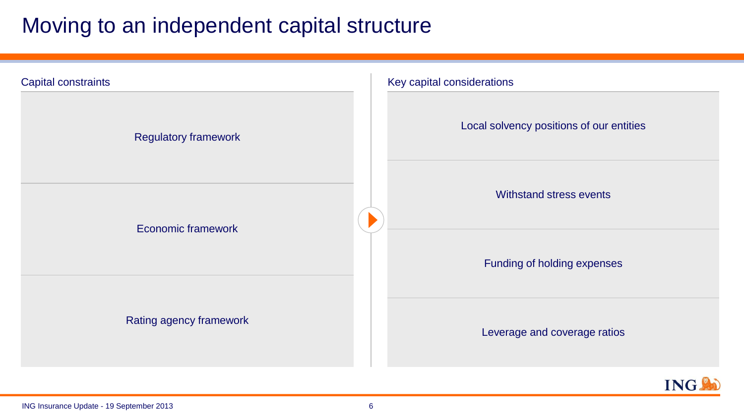# Moving to an independent capital structure

## Capital constraints

- Regulatory framework
- Economic framework
- Rating agency framework

## Key capital considerations

- Local solvency positions of our entities
- Withstand stress events
- Funding of holding expenses
- Leverage and coverage ratios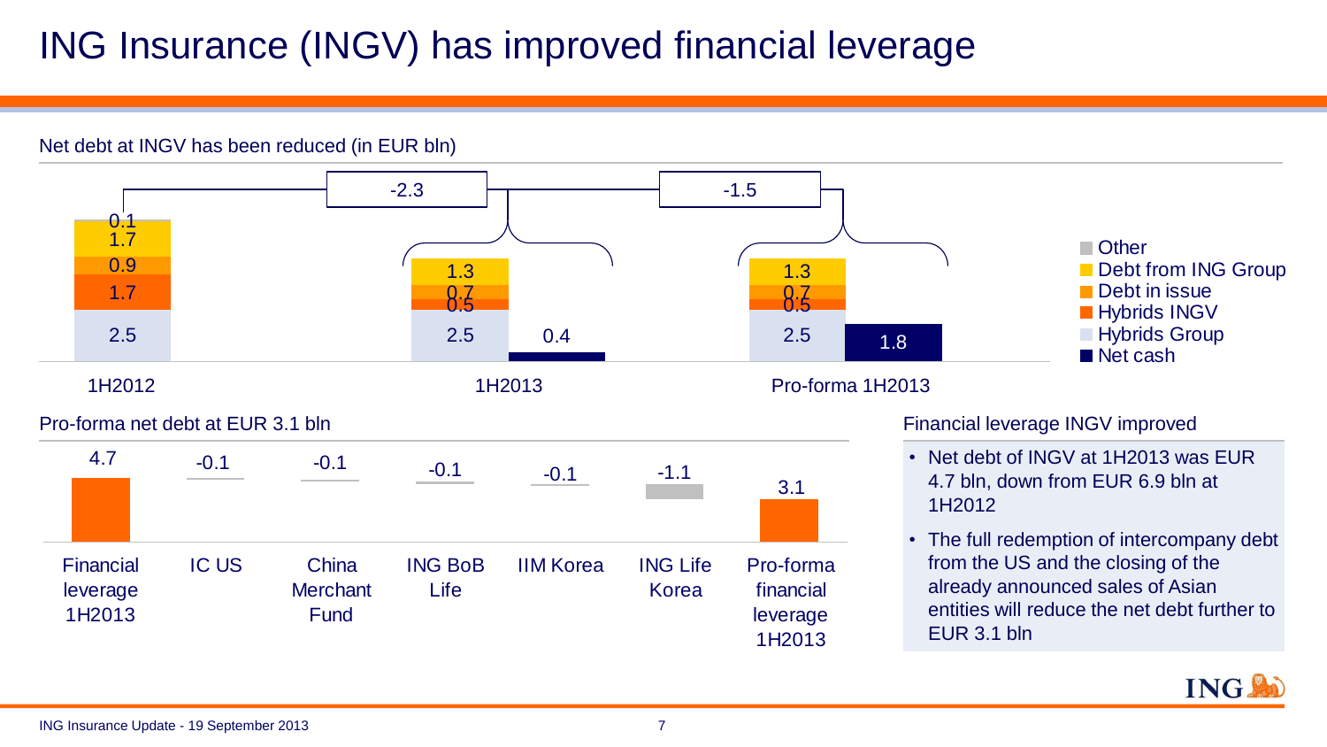# ING Insurance (INGV) has improved financial leverage

## Net debt at INGV has been reduced (in EUR bln)

| | 1H2012 | 1H2013 | Pro-forma 1H2013 |
|---|---|---|---|
| Other | 0.1 | | |
| Debt from ING Group | 1.7 | 1.3 | 1.3 |
| Debt in issue | 0.9 | 0.7 | 0.7 |
| Hybrids INGV | 1.7 | 0.5 | 0.5 |
| Hybrids Group | 2.5 | 2.5 | 2.5 |
| Net cash | | 0.4 | 1.8 |

Change 1H2012 → 1H2013: -2.3

Change 1H2013 → Pro-forma 1H2013: -1.5

## Pro-forma net debt at EUR 3.1 bln

| Financial leverage 1H2013 | IC US | China Merchant Fund | ING BoB Life | IIM Korea | ING Life Korea | Pro-forma financial leverage 1H2013 |
|---|---|---|---|---|---|---|
| 4.7 | -0.1 | -0.1 | -0.1 | -0.1 | -1.1 | 3.1 |

## Financial leverage INGV improved

- Net debt of INGV at 1H2013 was EUR 4.7 bln, down from EUR 6.9 bln at 1H2012
- The full redemption of intercompany debt from the US and the closing of the already announced sales of Asian entities will reduce the net debt further to EUR 3.1 bln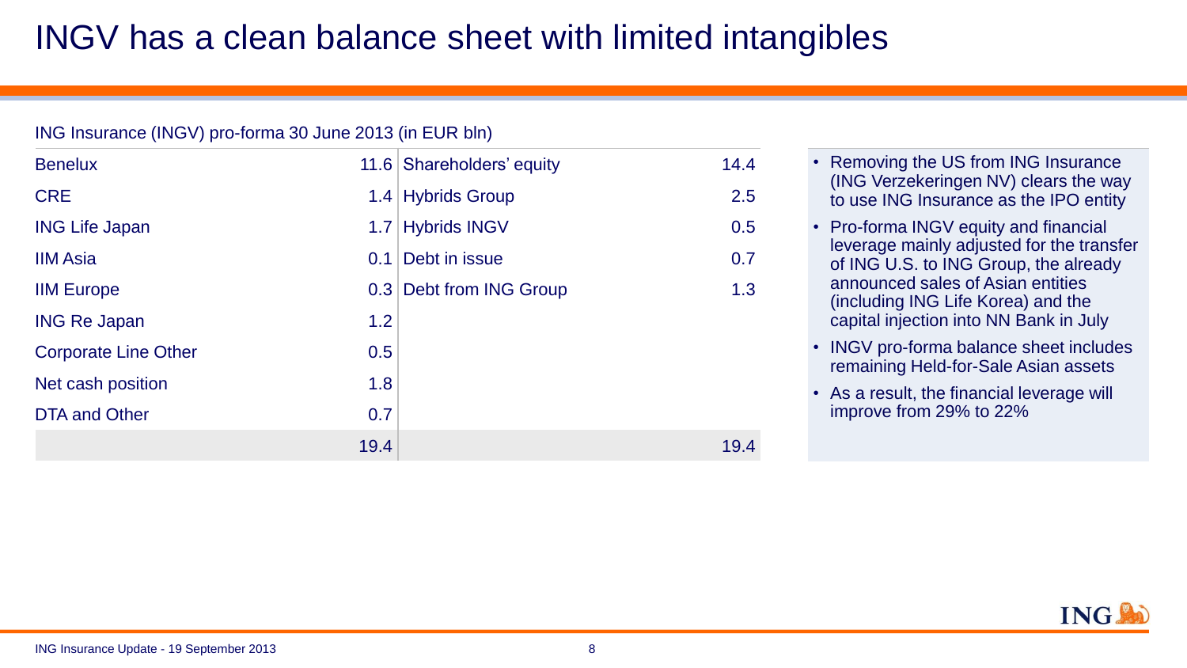# INGV has a clean balance sheet with limited intangibles

ING Insurance (INGV) pro-forma 30 June 2013 (in EUR bln)

| | | | |
|---|---|---|---|
| Benelux | 11.6 | Shareholders' equity | 14.4 |
| CRE | 1.4 | Hybrids Group | 2.5 |
| ING Life Japan | 1.7 | Hybrids INGV | 0.5 |
| IIM Asia | 0.1 | Debt in issue | 0.7 |
| IIM Europe | 0.3 | Debt from ING Group | 1.3 |
| ING Re Japan | 1.2 | | |
| Corporate Line Other | 0.5 | | |
| Net cash position | 1.8 | | |
| DTA and Other | 0.7 | | |
| | 19.4 | | 19.4 |

- Removing the US from ING Insurance (ING Verzekeringen NV) clears the way to use ING Insurance as the IPO entity
- Pro-forma INGV equity and financial leverage mainly adjusted for the transfer of ING U.S. to ING Group, the already announced sales of Asian entities (including ING Life Korea) and the capital injection into NN Bank in July
- INGV pro-forma balance sheet includes remaining Held-for-Sale Asian assets
- As a result, the financial leverage will improve from 29% to 22%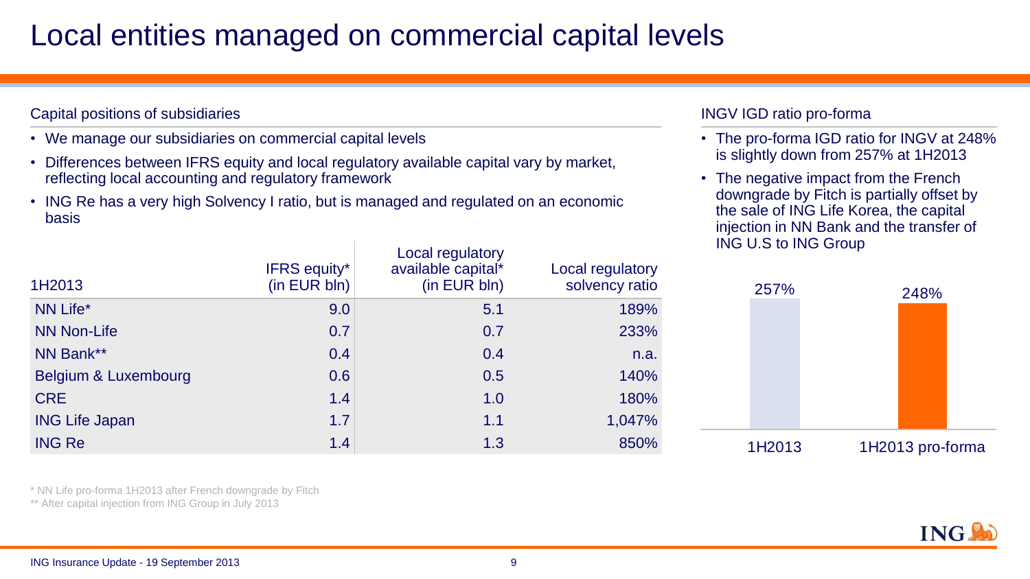# Local entities managed on commercial capital levels

## Capital positions of subsidiaries

- We manage our subsidiaries on commercial capital levels
- Differences between IFRS equity and local regulatory available capital vary by market, reflecting local accounting and regulatory framework
- ING Re has a very high Solvency I ratio, but is managed and regulated on an economic basis

| 1H2013 | IFRS equity* (in EUR bln) | Local regulatory available capital* (in EUR bln) | Local regulatory solvency ratio |
|---|---|---|---|
| NN Life* | 9.0 | 5.1 | 189% |
| NN Non-Life | 0.7 | 0.7 | 233% |
| NN Bank** | 0.4 | 0.4 | n.a. |
| Belgium & Luxembourg | 0.6 | 0.5 | 140% |
| CRE | 1.4 | 1.0 | 180% |
| ING Life Japan | 1.7 | 1.1 | 1,047% |
| ING Re | 1.4 | 1.3 | 850% |

\* NN Life pro-forma 1H2013 after French downgrade by Fitch

** After capital injection from ING Group in July 2013

## INGV IGD ratio pro-forma

- The pro-forma IGD ratio for INGV at 248% is slightly down from 257% at 1H2013
- The negative impact from the French downgrade by Fitch is partially offset by the sale of ING Life Korea, the capital injection in NN Bank and the transfer of ING U.S to ING Group

| | 1H2013 | 1H2013 pro-forma |
|---|---|---|
| IGD ratio | 257% | 248% |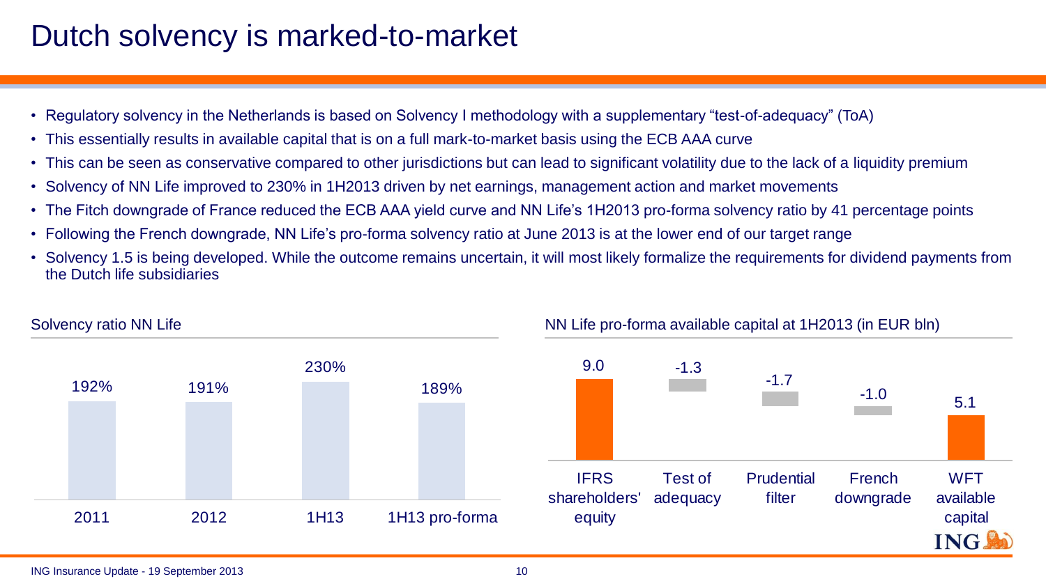# Dutch solvency is marked-to-market

- Regulatory solvency in the Netherlands is based on Solvency I methodology with a supplementary "test-of-adequacy" (ToA)
- This essentially results in available capital that is on a full mark-to-market basis using the ECB AAA curve
- This can be seen as conservative compared to other jurisdictions but can lead to significant volatility due to the lack of a liquidity premium
- Solvency of NN Life improved to 230% in 1H2013 driven by net earnings, management action and market movements
- The Fitch downgrade of France reduced the ECB AAA yield curve and NN Life's 1H2013 pro-forma solvency ratio by 41 percentage points
- Following the French downgrade, NN Life's pro-forma solvency ratio at June 2013 is at the lower end of our target range
- Solvency 1.5 is being developed. While the outcome remains uncertain, it will most likely formalize the requirements for dividend payments from the Dutch life subsidiaries

**Solvency ratio NN Life**

| 2011 | 2012 | 1H13 | 1H13 pro-forma |
|---|---|---|---|
| 192% | 191% | 230% | 189% |

**NN Life pro-forma available capital at 1H2013 (in EUR bln)**

| IFRS shareholders' equity | Test of adequacy | Prudential filter | French downgrade | WFT available capital |
|---|---|---|---|---|
| 9.0 | -1.3 | -1.7 | -1.0 | 5.1 |

ING Insurance Update - 19 September 2013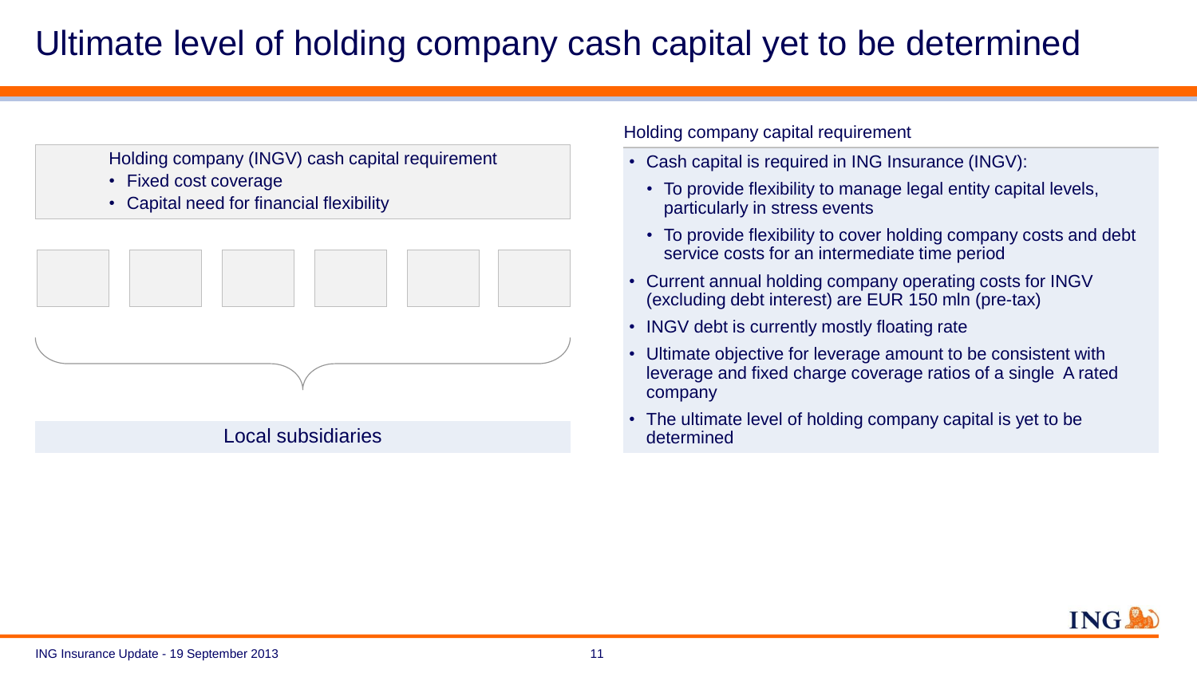# Ultimate level of holding company cash capital yet to be determined

Holding company (INGV) cash capital requirement

- Fixed cost coverage
- Capital need for financial flexibility

Local subsidiaries

Holding company capital requirement

- Cash capital is required in ING Insurance (INGV):
  - To provide flexibility to manage legal entity capital levels, particularly in stress events
  - To provide flexibility to cover holding company costs and debt service costs for an intermediate time period
- Current annual holding company operating costs for INGV (excluding debt interest) are EUR 150 mln (pre-tax)
- INGV debt is currently mostly floating rate
- Ultimate objective for leverage amount to be consistent with leverage and fixed charge coverage ratios of a single A rated company
- The ultimate level of holding company capital is yet to be determined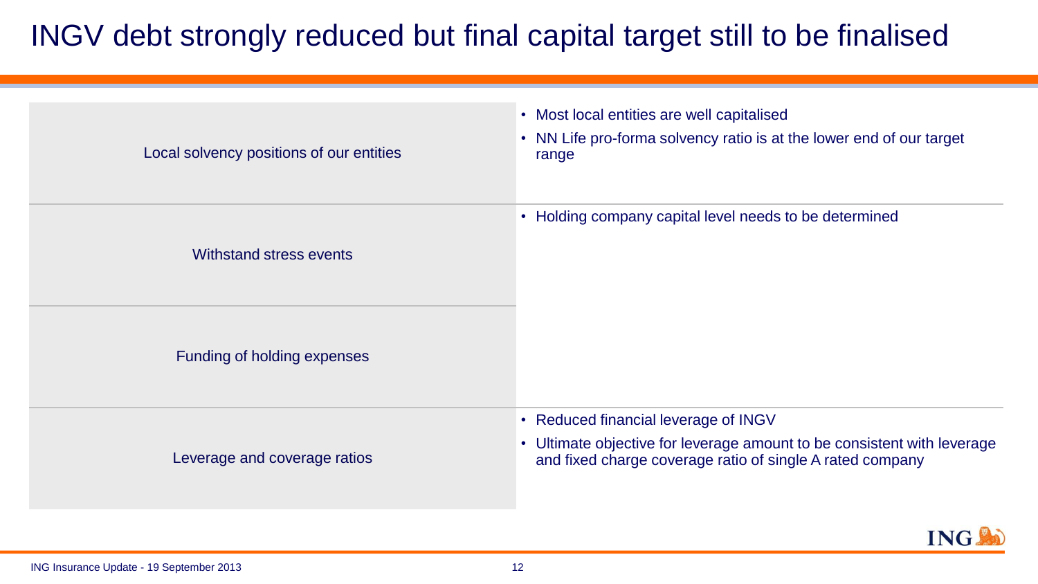# INGV debt strongly reduced but final capital target still to be finalised

| | |
|---|---|
| Local solvency positions of our entities | • Most local entities are well capitalised<br>• NN Life pro-forma solvency ratio is at the lower end of our target range |
| Withstand stress events | • Holding company capital level needs to be determined |
| Funding of holding expenses | |
| Leverage and coverage ratios | • Reduced financial leverage of INGV<br>• Ultimate objective for leverage amount to be consistent with leverage and fixed charge coverage ratio of single A rated company |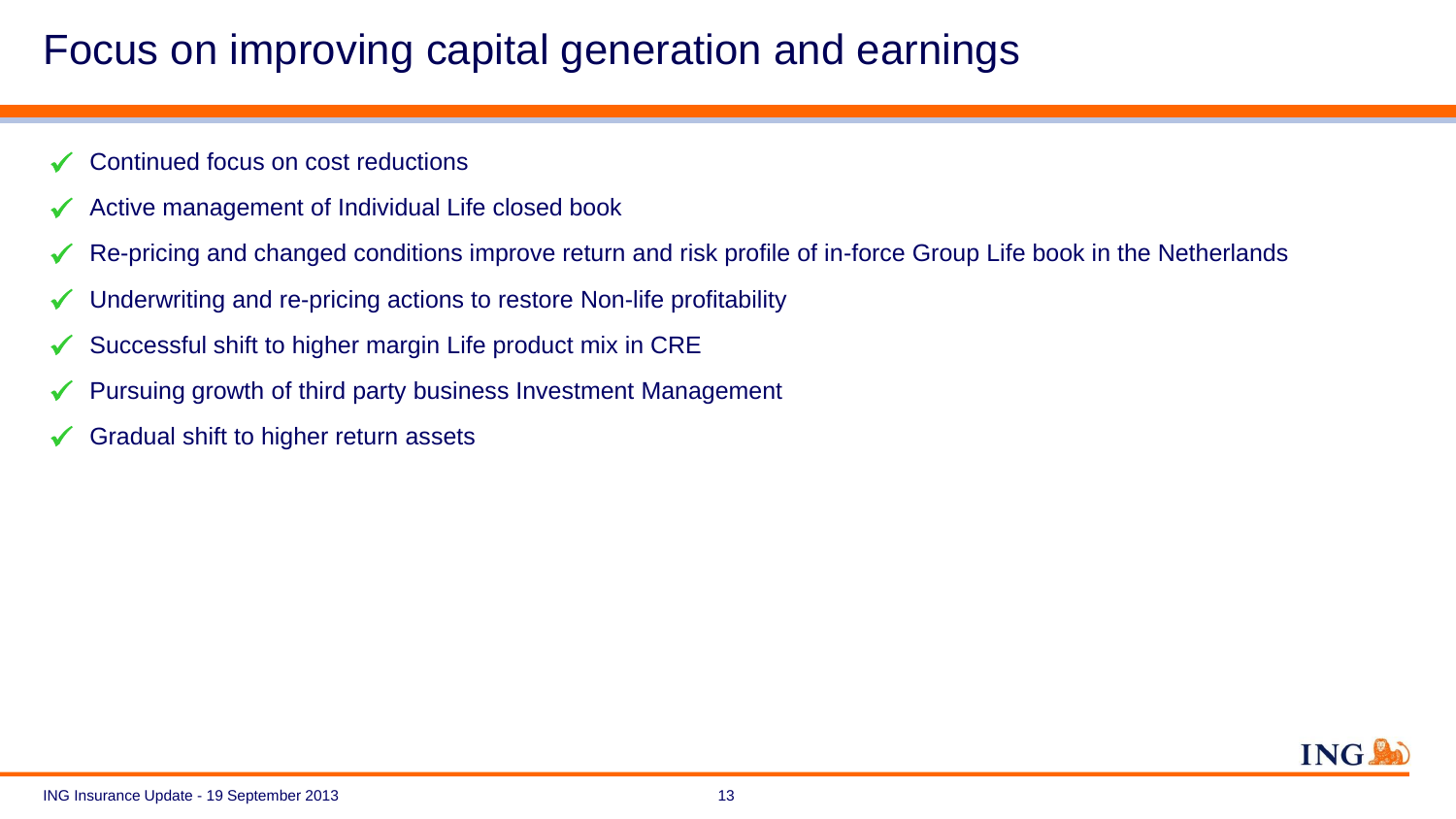# Focus on improving capital generation and earnings

- ✓ Continued focus on cost reductions
- ✓ Active management of Individual Life closed book
- ✓ Re-pricing and changed conditions improve return and risk profile of in-force Group Life book in the Netherlands
- ✓ Underwriting and re-pricing actions to restore Non-life profitability
- ✓ Successful shift to higher margin Life product mix in CRE
- ✓ Pursuing growth of third party business Investment Management
- ✓ Gradual shift to higher return assets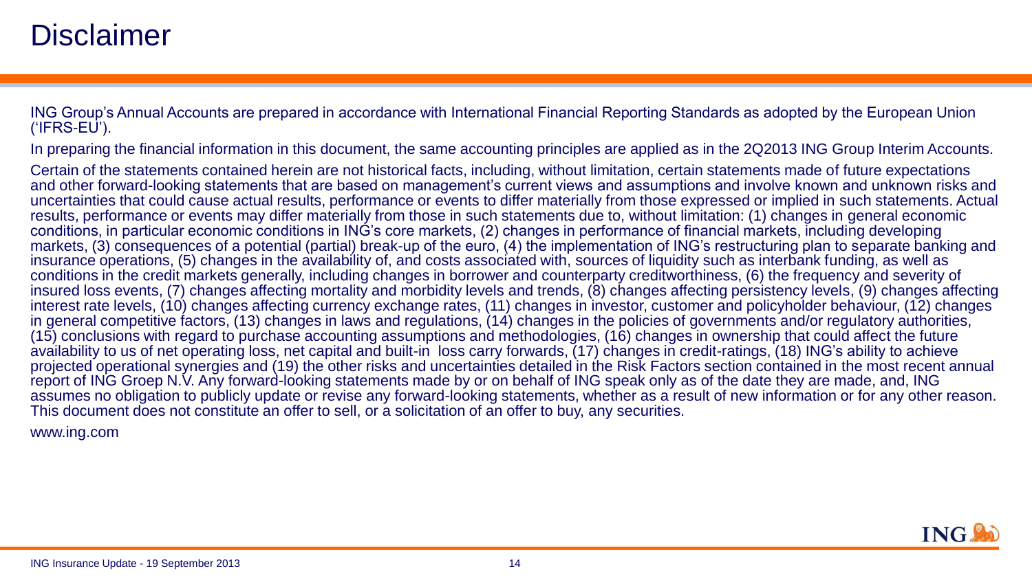# Disclaimer

ING Group's Annual Accounts are prepared in accordance with International Financial Reporting Standards as adopted by the European Union ('IFRS-EU').

In preparing the financial information in this document, the same accounting principles are applied as in the 2Q2013 ING Group Interim Accounts.

Certain of the statements contained herein are not historical facts, including, without limitation, certain statements made of future expectations and other forward-looking statements that are based on management's current views and assumptions and involve known and unknown risks and uncertainties that could cause actual results, performance or events to differ materially from those expressed or implied in such statements. Actual results, performance or events may differ materially from those in such statements due to, without limitation: (1) changes in general economic conditions, in particular economic conditions in ING's core markets, (2) changes in performance of financial markets, including developing markets, (3) consequences of a potential (partial) break-up of the euro, (4) the implementation of ING's restructuring plan to separate banking and insurance operations, (5) changes in the availability of, and costs associated with, sources of liquidity such as interbank funding, as well as conditions in the credit markets generally, including changes in borrower and counterparty creditworthiness, (6) the frequency and severity of insured loss events, (7) changes affecting mortality and morbidity levels and trends, (8) changes affecting persistency levels, (9) changes affecting interest rate levels, (10) changes affecting currency exchange rates, (11) changes in investor, customer and policyholder behaviour, (12) changes in general competitive factors, (13) changes in laws and regulations, (14) changes in the policies of governments and/or regulatory authorities, (15) conclusions with regard to purchase accounting assumptions and methodologies, (16) changes in ownership that could affect the future availability to us of net operating loss, net capital and built-in loss carry forwards, (17) changes in credit-ratings, (18) ING's ability to achieve projected operational synergies and (19) the other risks and uncertainties detailed in the Risk Factors section contained in the most recent annual report of ING Groep N.V. Any forward-looking statements made by or on behalf of ING speak only as of the date they are made, and, ING assumes no obligation to publicly update or revise any forward-looking statements, whether as a result of new information or for any other reason. This document does not constitute an offer to sell, or a solicitation of an offer to buy, any securities.

www.ing.com